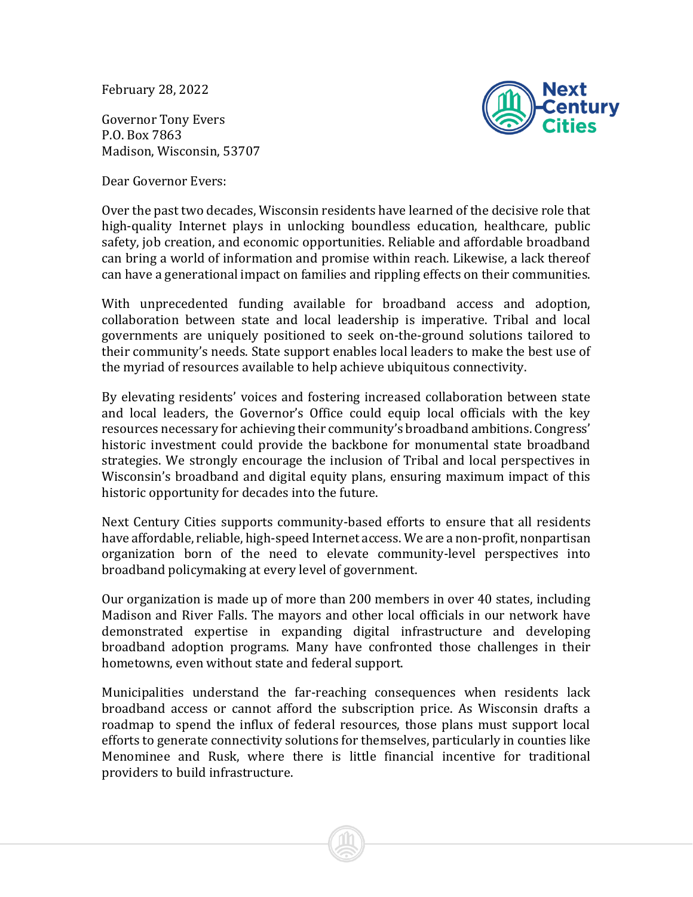February 28, 2022

Governor Tony Evers
P.O. Box 7863
Madison, Wisconsin, 53707

Dear Governor Evers:

Over the past two decades, Wisconsin residents have learned of the decisive role that high-quality Internet plays in unlocking boundless education, healthcare, public safety, job creation, and economic opportunities. Reliable and affordable broadband can bring a world of information and promise within reach. Likewise, a lack thereof can have a generational impact on families and rippling effects on their communities.

With unprecedented funding available for broadband access and adoption, collaboration between state and local leadership is imperative. Tribal and local governments are uniquely positioned to seek on-the-ground solutions tailored to their community's needs. State support enables local leaders to make the best use of the myriad of resources available to help achieve ubiquitous connectivity.

By elevating residents' voices and fostering increased collaboration between state and local leaders, the Governor's Office could equip local officials with the key resources necessary for achieving their community's broadband ambitions. Congress' historic investment could provide the backbone for monumental state broadband strategies. We strongly encourage the inclusion of Tribal and local perspectives in Wisconsin's broadband and digital equity plans, ensuring maximum impact of this historic opportunity for decades into the future.

Next Century Cities supports community-based efforts to ensure that all residents have affordable, reliable, high-speed Internet access. We are a non-profit, nonpartisan organization born of the need to elevate community-level perspectives into broadband policymaking at every level of government.

Our organization is made up of more than 200 members in over 40 states, including Madison and River Falls. The mayors and other local officials in our network have demonstrated expertise in expanding digital infrastructure and developing broadband adoption programs. Many have confronted those challenges in their hometowns, even without state and federal support.

Municipalities understand the far-reaching consequences when residents lack broadband access or cannot afford the subscription price. As Wisconsin drafts a roadmap to spend the influx of federal resources, those plans must support local efforts to generate connectivity solutions for themselves, particularly in counties like Menominee and Rusk, where there is little financial incentive for traditional providers to build infrastructure.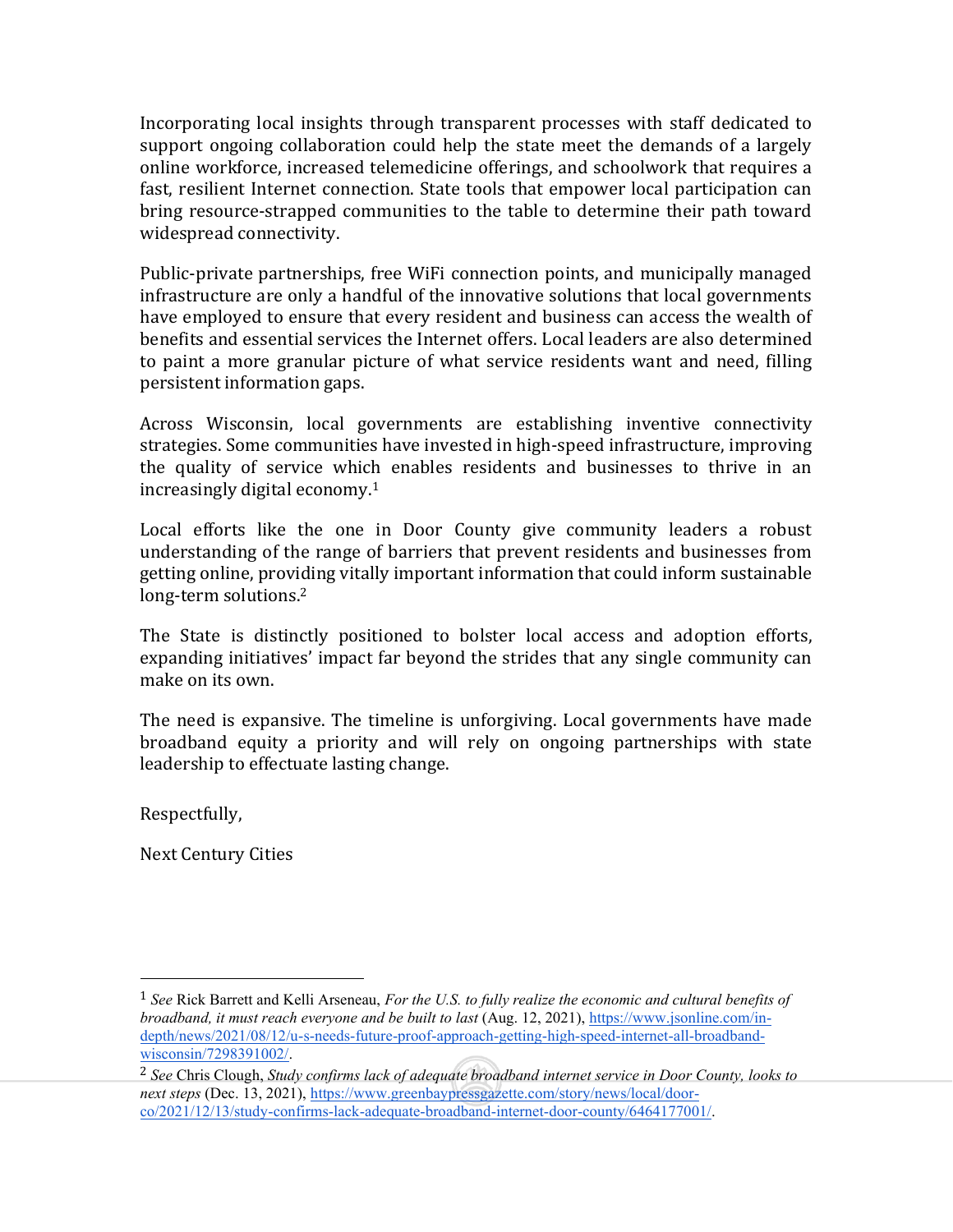Incorporating local insights through transparent processes with staff dedicated to support ongoing collaboration could help the state meet the demands of a largely online workforce, increased telemedicine offerings, and schoolwork that requires a fast, resilient Internet connection. State tools that empower local participation can bring resource-strapped communities to the table to determine their path toward widespread connectivity.

Public-private partnerships, free WiFi connection points, and municipally managed infrastructure are only a handful of the innovative solutions that local governments have employed to ensure that every resident and business can access the wealth of benefits and essential services the Internet offers. Local leaders are also determined to paint a more granular picture of what service residents want and need, filling persistent information gaps.

Across Wisconsin, local governments are establishing inventive connectivity strategies. Some communities have invested in high-speed infrastructure, improving the quality of service which enables residents and businesses to thrive in an increasingly digital economy.[1]

Local efforts like the one in Door County give community leaders a robust understanding of the range of barriers that prevent residents and businesses from getting online, providing vitally important information that could inform sustainable long-term solutions.[2]

The State is distinctly positioned to bolster local access and adoption efforts, expanding initiatives' impact far beyond the strides that any single community can make on its own.

The need is expansive. The timeline is unforgiving. Local governments have made broadband equity a priority and will rely on ongoing partnerships with state leadership to effectuate lasting change.

Respectfully,

Next Century Cities

---

[1] *See* Rick Barrett and Kelli Arseneau, *For the U.S. to fully realize the economic and cultural benefits of broadband, it must reach everyone and be built to last* (Aug. 12, 2021), https://www.jsonline.com/in-depth/news/2021/08/12/u-s-needs-future-proof-approach-getting-high-speed-internet-all-broadband-wisconsin/7298391002/.

[2] *See* Chris Clough, *Study confirms lack of adequate broadband internet service in Door County, looks to next steps* (Dec. 13, 2021), https://www.greenbaypressgazette.com/story/news/local/door-co/2021/12/13/study-confirms-lack-adequate-broadband-internet-door-county/6464177001/.